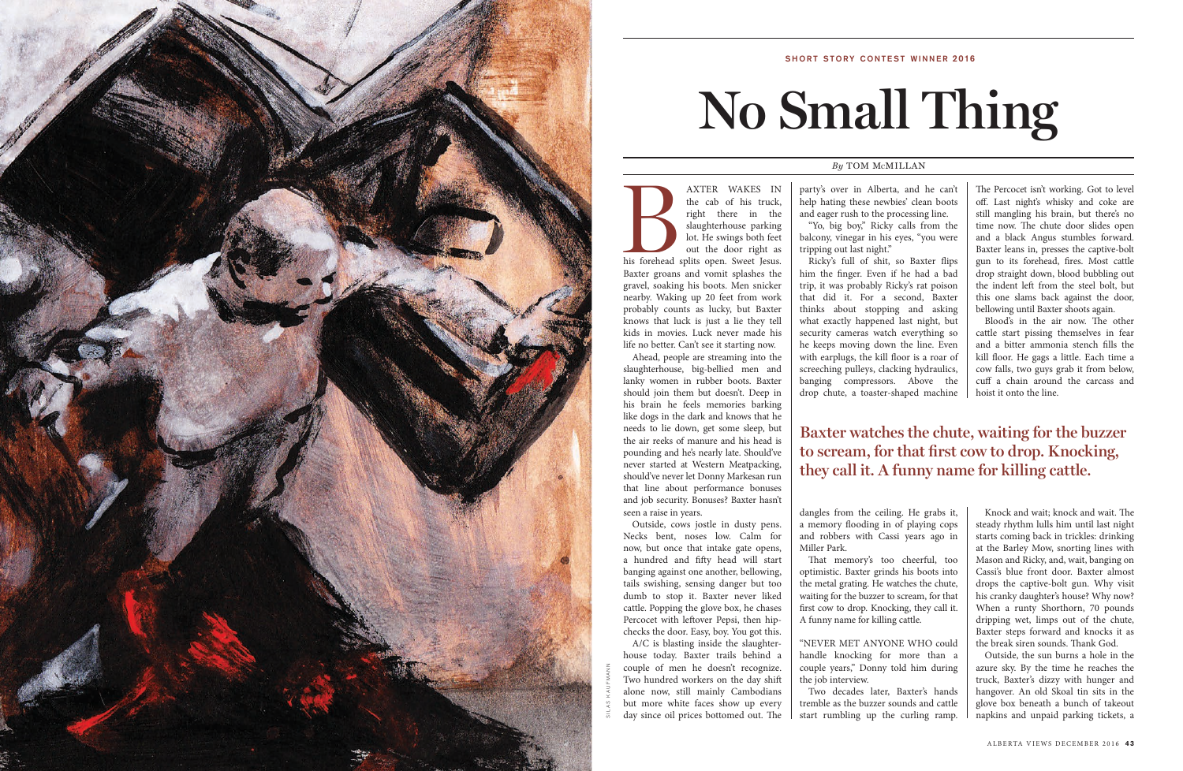SHORT STORY CONTEST WINNER 2016

# No Small Thing

*By* TOM McMILLAN

BAXTER WAKES IN the cab of his truck, right there in the slaughterhouse parking lot. He swings both feet out the door right as his forehead splits open. Sweet Jesus. Baxter groans and vomit splashes the gravel, soaking his boots. Men snicker nearby. Waking up 20 feet from work probably counts as lucky, but Baxter knows that luck is just a lie they tell kids in movies. Luck never made his life no better. Can't see it starting now.

Ahead, people are streaming into the slaughterhouse, big-bellied men and lanky women in rubber boots. Baxter should join them but doesn't. Deep in his brain he feels memories barking like dogs in the dark and knows that he needs to lie down, get some sleep, but the air reeks of manure and his head is pounding and he's nearly late. Should've never started at Western Meatpacking, should've never let Donny Markesan run that line about performance bonuses and job security. Bonuses? Baxter hasn't seen a raise in years.

Outside, cows jostle in dusty pens. Necks bent, noses low. Calm for now, but once that intake gate opens, a hundred and fifty head will start banging against one another, bellowing, tails swishing, sensing danger but too dumb to stop it. Baxter never liked cattle. Popping the glove box, he chases Percocet with leftover Pepsi, then hip-checks the door. Easy, boy. You got this.

A/C is blasting inside the slaughterhouse today. Baxter trails behind a couple of men he doesn't recognize. Two hundred workers on the day shift alone now, still mainly Cambodians but more white faces show up every day since oil prices bottomed out. The party's over in Alberta, and he can't help hating these newbies' clean boots and eager rush to the processing line.

"Yo, big boy," Ricky calls from the balcony, vinegar in his eyes, "you were tripping out last night."

Ricky's full of shit, so Baxter flips him the finger. Even if he had a bad trip, it was probably Ricky's rat poison that did it. For a second, Baxter thinks about stopping and asking what exactly happened last night, but security cameras watch everything so he keeps moving down the line. Even with earplugs, the kill floor is a roar of screeching pulleys, clacking hydraulics, banging compressors. Above the drop chute, a toaster-shaped machine dangles from the ceiling. He grabs it, a memory flooding in of playing cops and robbers with Cassi years ago in Miller Park.

That memory's too cheerful, too optimistic. Baxter grinds his boots into the metal grating. He watches the chute, waiting for the buzzer to scream, for that first cow to drop. Knocking, they call it. A funny name for killing cattle.

"NEVER MET ANYONE WHO could handle knocking for more than a couple years," Donny told him during the job interview.

Two decades later, Baxter's hands tremble as the buzzer sounds and cattle start rumbling up the curling ramp. The Percocet isn't working. Got to level off. Last night's whisky and coke are still mangling his brain, but there's no time now. The chute door slides open and a black Angus stumbles forward. Baxter leans in, presses the captive-bolt gun to its forehead, fires. Most cattle drop straight down, blood bubbling out the indent left from the steel bolt, but this one slams back against the door, bellowing until Baxter shoots again.

Blood's in the air now. The other cattle start pissing themselves in fear and a bitter ammonia stench fills the kill floor. He gags a little. Each time a cow falls, two guys grab it from below, cuff a chain around the carcass and hoist it onto the line.

**Baxter watches the chute, waiting for the buzzer to scream, for that first cow to drop. Knocking, they call it. A funny name for killing cattle.**

Knock and wait; knock and wait. The steady rhythm lulls him until last night starts coming back in trickles: drinking at the Barley Mow, snorting lines with Mason and Ricky, and, wait, banging on Cassi's blue front door. Baxter almost drops the captive-bolt gun. Why visit his cranky daughter's house? Why now? When a runty Shorthorn, 70 pounds dripping wet, limps out of the chute, Baxter steps forward and knocks it as the break siren sounds. Thank God.

Outside, the sun burns a hole in the azure sky. By the time he reaches the truck, Baxter's dizzy with hunger and hangover. An old Skoal tin sits in the glove box beneath a bunch of takeout napkins and unpaid parking tickets, a

SILAS KAUFMANN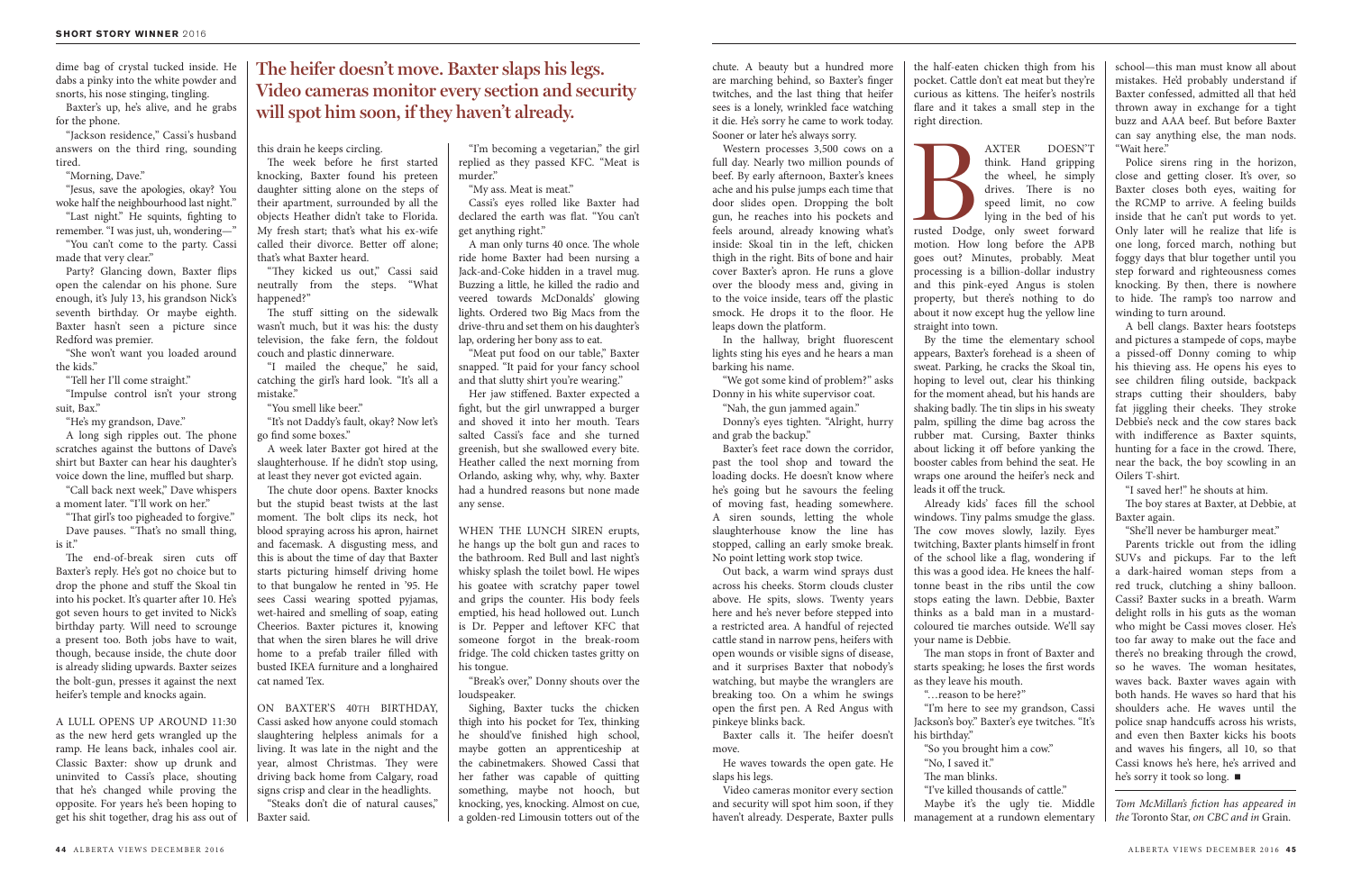dime bag of crystal tucked inside. He dabs a pinky into the white powder and snorts, his nose stinging, tingling.

Baxter's up, he's alive, and he grabs for the phone.

"Jackson residence," Cassi's husband answers on the third ring, sounding tired.

"Morning, Dave."

"Jesus, save the apologies, okay? You woke half the neighbourhood last night."

"Last night." He squints, fighting to remember. "I was just, uh, wondering—"

"You can't come to the party. Cassi made that very clear."

Party? Glancing down, Baxter flips open the calendar on his phone. Sure enough, it's July 13, his grandson Nick's seventh birthday. Or maybe eighth. Baxter hasn't seen a picture since Redford was premier.

"She won't want you loaded around the kids."

"Tell her I'll come straight."

"Impulse control isn't your strong suit, Bax."

"He's my grandson, Dave."

A long sigh ripples out. The phone scratches against the buttons of Dave's shirt but Baxter can hear his daughter's voice down the line, muffled but sharp.

"Call back next week," Dave whispers a moment later. "I'll work on her."

"That girl's too pigheaded to forgive."

Dave pauses. "That's no small thing, is it."

The end-of-break siren cuts off Baxter's reply. He's got no choice but to drop the phone and stuff the Skoal tin into his pocket. It's quarter after 10. He's got seven hours to get invited to Nick's birthday party. Will need to scrounge a present too. Both jobs have to wait, though, because inside, the chute door is already sliding upwards. Baxter seizes the bolt-gun, presses it against the next heifer's temple and knocks again.

A LULL OPENS UP AROUND 11:30 as the new herd gets wrangled up the ramp. He leans back, inhales cool air. Classic Baxter: show up drunk and uninvited to Cassi's place, shouting that he's changed while proving the opposite. For years he's been hoping to get his shit together, drag his ass out of this drain he keeps circling.

**The heifer doesn't move. Baxter slaps his legs. Video cameras monitor every section and security will spot him soon, if they haven't already.**

The week before he first started knocking, Baxter found his preteen daughter sitting alone on the steps of their apartment, surrounded by all the objects Heather didn't take to Florida. My fresh start; that's what his ex-wife called their divorce. Better off alone; that's what Baxter heard.

"They kicked us out," Cassi said neutrally from the steps. "What happened?"

The stuff sitting on the sidewalk wasn't much, but it was his: the dusty television, the fake fern, the foldout couch and plastic dinnerware.

"I mailed the cheque," he said, catching the girl's hard look. "It's all a mistake."

"You smell like beer."

"It's not Daddy's fault, okay? Now let's go find some boxes."

A week later Baxter got hired at the slaughterhouse. If he didn't stop using, at least they never got evicted again.

The chute door opens. Baxter knocks but the stupid beast twists at the last moment. The bolt clips its neck, hot blood spraying across his apron, hairnet and facemask. A disgusting mess, and this is about the time of day that Baxter starts picturing himself driving home to that bungalow he rented in '95. He sees Cassi wearing spotted pyjamas, wet-haired and smelling of soap, eating Cheerios. Baxter pictures it, knowing that when the siren blares he will drive home to a prefab trailer filled with busted IKEA furniture and a longhaired cat named Tex.

ON BAXTER'S 40TH BIRTHDAY, Cassi asked how anyone could stomach slaughtering helpless animals for a living. It was late in the night and the year, almost Christmas. They were driving back home from Calgary, road signs crisp and clear in the headlights.

"Steaks don't die of natural causes," Baxter said.

"I'm becoming a vegetarian," the girl replied as they passed KFC. "Meat is murder."

"My ass. Meat is meat."

Cassi's eyes rolled like Baxter had declared the earth was flat. "You can't get anything right."

A man only turns 40 once. The whole ride home Baxter had been nursing a Jack-and-Coke hidden in a travel mug. Buzzing a little, he killed the radio and veered towards McDonalds' glowing lights. Ordered two Big Macs from the drive-thru and set them on his daughter's lap, ordering her bony ass to eat.

"Meat put food on our table," Baxter snapped. "It paid for your fancy school and that slutty shirt you're wearing."

Her jaw stiffened. Baxter expected a fight, but the girl unwrapped a burger and shoved it into her mouth. Tears salted Cassi's face and she turned greenish, but she swallowed every bite. Heather called the next morning from Orlando, asking why, why, why. Baxter had a hundred reasons but none made any sense.

WHEN THE LUNCH SIREN erupts, he hangs up the bolt gun and races to the bathroom. Red Bull and last night's whisky splash the toilet bowl. He wipes his goatee with scratchy paper towel and grips the counter. His body feels emptied, his head hollowed out. Lunch is Dr. Pepper and leftover KFC that someone forgot in the break-room fridge. The cold chicken tastes gritty on his tongue.

"Break's over," Donny shouts over the loudspeaker.

Sighing, Baxter tucks the chicken thigh into his pocket for Tex, thinking he should've finished high school, maybe gotten an apprenticeship at the cabinetmakers. Showed Cassi that her father was capable of quitting something, maybe not hooch, but knocking, yes, knocking. Almost on cue, a golden-red Limousin totters out of the chute. A beauty but a hundred more are marching behind, so Baxter's finger twitches, and the last thing that heifer sees is a lonely, wrinkled face watching it die. He's sorry he came to work today. Sooner or later he's always sorry.

Western processes 3,500 cows on a full day. Nearly two million pounds of beef. By early afternoon, Baxter's knees ache and his pulse jumps each time that door slides open. Dropping the bolt gun, he reaches into his pockets and feels around, already knowing what's inside: Skoal tin in the left, chicken thigh in the right. Bits of bone and hair cover Baxter's apron. He runs a glove over the bloody mess and, giving in to the voice inside, tears off the plastic smock. He drops it to the floor. He leaps down the platform.

In the hallway, bright fluorescent lights sting his eyes and he hears a man barking his name.

"We got some kind of problem?" asks Donny in his white supervisor coat.

"Nah, the gun jammed again."

Donny's eyes tighten. "Alright, hurry and grab the backup."

Baxter's feet race down the corridor, past the tool shop and toward the loading docks. He doesn't know where he's going but he savours the feeling of moving fast, heading somewhere. A siren sounds, letting the whole slaughterhouse know the line has stopped, calling an early smoke break. No point letting work stop twice.

Out back, a warm wind sprays dust across his cheeks. Storm clouds cluster above. He spits, slows. Twenty years here and he's never before stepped into a restricted area. A handful of rejected cattle stand in narrow pens, heifers with open wounds or visible signs of disease, and it surprises Baxter that nobody's watching, but maybe the wranglers are breaking too. On a whim he swings open the first pen. A Red Angus with pinkeye blinks back.

Baxter calls it. The heifer doesn't move.

He waves towards the open gate. He slaps his legs.

Video cameras monitor every section and security will spot him soon, if they haven't already. Desperate, Baxter pulls the half-eaten chicken thigh from his pocket. Cattle don't eat meat but they're curious as kittens. The heifer's nostrils flare and it takes a small step in the right direction.

BAXTER DOESN'T think. Hand gripping the wheel, he simply drives. There is no speed limit, no cow lying in the bed of his rusted Dodge, only sweet forward motion. How long before the APB goes out? Minutes, probably. Meat processing is a billion-dollar industry and this pink-eyed Angus is stolen property, but there's nothing to do about it now except hug the yellow line straight into town.

By the time the elementary school appears, Baxter's forehead is a sheen of sweat. Parking, he cracks the Skoal tin, hoping to level out, clear his thinking for the moment ahead, but his hands are shaking badly. The tin slips in his sweaty palm, spilling the dime bag across the rubber mat. Cursing, Baxter thinks about licking it off before yanking the booster cables from behind the seat. He wraps one around the heifer's neck and leads it off the truck.

Already kids' faces fill the school windows. Tiny palms smudge the glass. The cow moves slowly, lazily. Eyes twitching, Baxter plants himself in front of the school like a flag, wondering if this was a good idea. He knees the half-tonne beast in the ribs until the cow stops eating the lawn. Debbie, Baxter thinks as a bald man in a mustard-coloured tie marches outside. We'll say your name is Debbie.

The man stops in front of Baxter and starts speaking; he loses the first words as they leave his mouth.

"…reason to be here?"

"I'm here to see my grandson, Cassi Jackson's boy." Baxter's eye twitches. "It's his birthday."

"So you brought him a cow."

"No, I saved it."

The man blinks.

"I've killed thousands of cattle."

Maybe it's the ugly tie. Middle management at a rundown elementary school—this man must know all about mistakes. He'd probably understand if Baxter confessed, admitted all that he'd thrown away in exchange for a tight buzz and AAA beef. But before Baxter can say anything else, the man nods. "Wait here."

Police sirens ring in the horizon, close and getting closer. It's over, so Baxter closes both eyes, waiting for the RCMP to arrive. A feeling builds inside that he can't put words to yet. Only later will he realize that life is one long, forced march, nothing but foggy days that blur together until you step forward and righteousness comes knocking. By then, there is nowhere to hide. The ramp's too narrow and winding to turn around.

A bell clangs. Baxter hears footsteps and pictures a stampede of cops, maybe a pissed-off Donny coming to whip his thieving ass. He opens his eyes to see children filing outside, backpack straps cutting their shoulders, baby fat jiggling their cheeks. They stroke Debbie's neck and the cow stares back with indifference as Baxter squints, hunting for a face in the crowd. There, near the back, the boy scowling in an Oilers T-shirt.

"I saved her!" he shouts at him.

The boy stares at Baxter, at Debbie, at Baxter again.

"She'll never be hamburger meat."

Parents trickle out from the idling SUVs and pickups. Far to the left a dark-haired woman steps from a red truck, clutching a shiny balloon. Cassi? Baxter sucks in a breath. Warm delight rolls in his guts as the woman who might be Cassi moves closer. He's too far away to make out the face and there's no breaking through the crowd, so he waves. The woman hesitates, waves back. Baxter waves again with both hands. He waves so hard that his shoulders ache. He waves until the police snap handcuffs across his wrists, and even then Baxter kicks his boots and waves his fingers, all 10, so that Cassi knows he's here, he's arrived and he's sorry it took so long. ■

*Tom McMillan's fiction has appeared in the* Toronto Star, *on CBC and in* Grain.